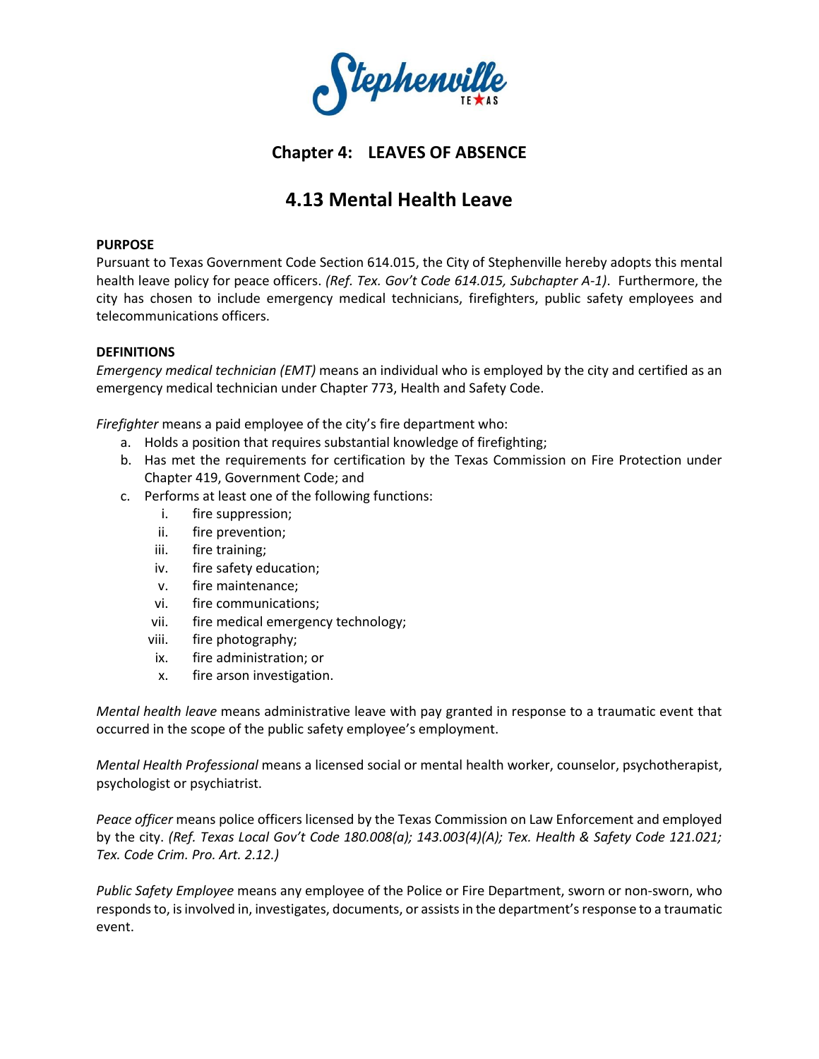# Chapter 4: LEAVES OF ABSENCE

## 4.13 Mental Health Leave

**PURPOSE**

Pursuant to Texas Government Code Section 614.015, the City of Stephenville hereby adopts this mental health leave policy for peace officers. *(Ref. Tex. Gov't Code 614.015, Subchapter A-1)*. Furthermore, the city has chosen to include emergency medical technicians, firefighters, public safety employees and telecommunications officers.

**DEFINITIONS**

*Emergency medical technician (EMT)* means an individual who is employed by the city and certified as an emergency medical technician under Chapter 773, Health and Safety Code.

*Firefighter* means a paid employee of the city's fire department who:

a. Holds a position that requires substantial knowledge of firefighting;
b. Has met the requirements for certification by the Texas Commission on Fire Protection under Chapter 419, Government Code; and
c. Performs at least one of the following functions:
    i. fire suppression;
    ii. fire prevention;
    iii. fire training;
    iv. fire safety education;
    v. fire maintenance;
    vi. fire communications;
    vii. fire medical emergency technology;
    viii. fire photography;
    ix. fire administration; or
    x. fire arson investigation.

*Mental health leave* means administrative leave with pay granted in response to a traumatic event that occurred in the scope of the public safety employee's employment.

*Mental Health Professional* means a licensed social or mental health worker, counselor, psychotherapist, psychologist or psychiatrist.

*Peace officer* means police officers licensed by the Texas Commission on Law Enforcement and employed by the city. *(Ref. Texas Local Gov't Code 180.008(a); 143.003(4)(A); Tex. Health & Safety Code 121.021; Tex. Code Crim. Pro. Art. 2.12.)*

*Public Safety Employee* means any employee of the Police or Fire Department, sworn or non-sworn, who responds to, is involved in, investigates, documents, or assists in the department's response to a traumatic event.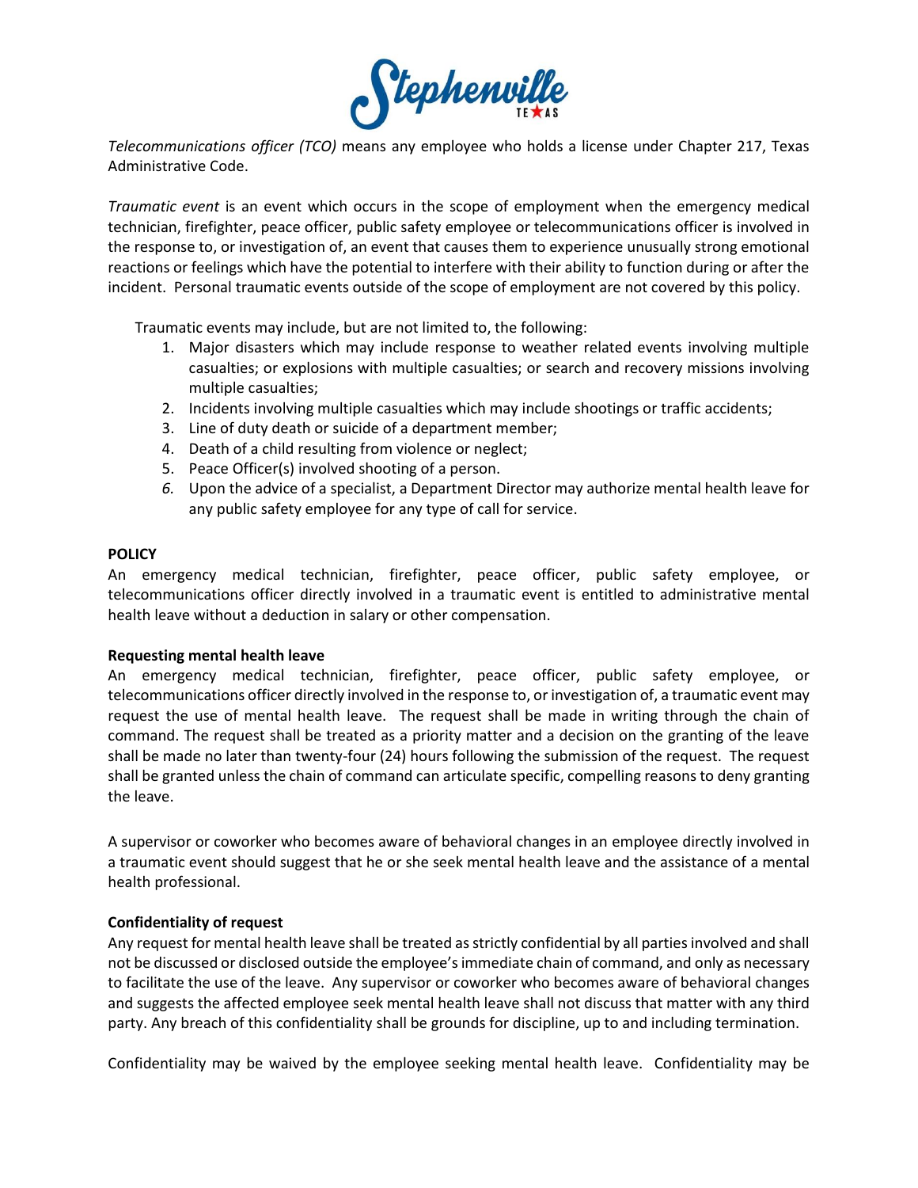*Telecommunications officer (TCO)* means any employee who holds a license under Chapter 217, Texas Administrative Code.

*Traumatic event* is an event which occurs in the scope of employment when the emergency medical technician, firefighter, peace officer, public safety employee or telecommunications officer is involved in the response to, or investigation of, an event that causes them to experience unusually strong emotional reactions or feelings which have the potential to interfere with their ability to function during or after the incident. Personal traumatic events outside of the scope of employment are not covered by this policy.

Traumatic events may include, but are not limited to, the following:

1. Major disasters which may include response to weather related events involving multiple casualties; or explosions with multiple casualties; or search and recovery missions involving multiple casualties;
2. Incidents involving multiple casualties which may include shootings or traffic accidents;
3. Line of duty death or suicide of a department member;
4. Death of a child resulting from violence or neglect;
5. Peace Officer(s) involved shooting of a person.
6. Upon the advice of a specialist, a Department Director may authorize mental health leave for any public safety employee for any type of call for service.

**POLICY**

An emergency medical technician, firefighter, peace officer, public safety employee, or telecommunications officer directly involved in a traumatic event is entitled to administrative mental health leave without a deduction in salary or other compensation.

**Requesting mental health leave**

An emergency medical technician, firefighter, peace officer, public safety employee, or telecommunications officer directly involved in the response to, or investigation of, a traumatic event may request the use of mental health leave. The request shall be made in writing through the chain of command. The request shall be treated as a priority matter and a decision on the granting of the leave shall be made no later than twenty-four (24) hours following the submission of the request. The request shall be granted unless the chain of command can articulate specific, compelling reasons to deny granting the leave.

A supervisor or coworker who becomes aware of behavioral changes in an employee directly involved in a traumatic event should suggest that he or she seek mental health leave and the assistance of a mental health professional.

**Confidentiality of request**

Any request for mental health leave shall be treated as strictly confidential by all parties involved and shall not be discussed or disclosed outside the employee's immediate chain of command, and only as necessary to facilitate the use of the leave. Any supervisor or coworker who becomes aware of behavioral changes and suggests the affected employee seek mental health leave shall not discuss that matter with any third party. Any breach of this confidentiality shall be grounds for discipline, up to and including termination.

Confidentiality may be waived by the employee seeking mental health leave. Confidentiality may be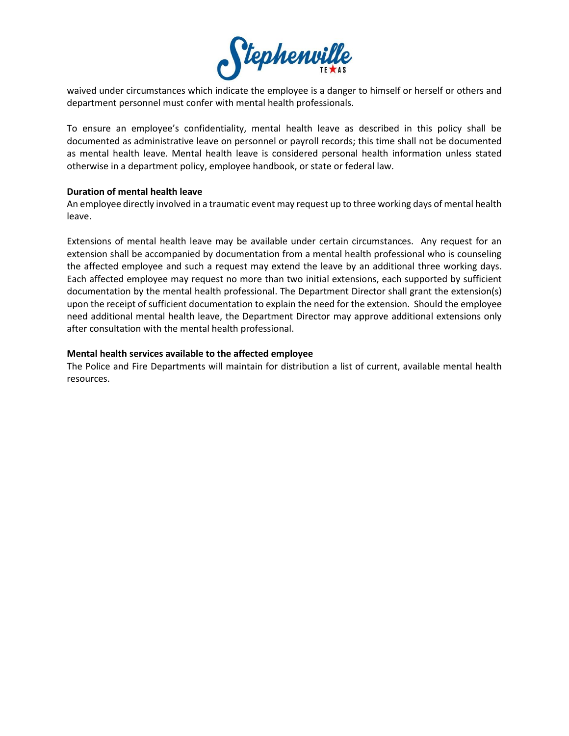waived under circumstances which indicate the employee is a danger to himself or herself or others and department personnel must confer with mental health professionals.

To ensure an employee's confidentiality, mental health leave as described in this policy shall be documented as administrative leave on personnel or payroll records; this time shall not be documented as mental health leave. Mental health leave is considered personal health information unless stated otherwise in a department policy, employee handbook, or state or federal law.

**Duration of mental health leave**

An employee directly involved in a traumatic event may request up to three working days of mental health leave.

Extensions of mental health leave may be available under certain circumstances. Any request for an extension shall be accompanied by documentation from a mental health professional who is counseling the affected employee and such a request may extend the leave by an additional three working days. Each affected employee may request no more than two initial extensions, each supported by sufficient documentation by the mental health professional. The Department Director shall grant the extension(s) upon the receipt of sufficient documentation to explain the need for the extension. Should the employee need additional mental health leave, the Department Director may approve additional extensions only after consultation with the mental health professional.

**Mental health services available to the affected employee**

The Police and Fire Departments will maintain for distribution a list of current, available mental health resources.